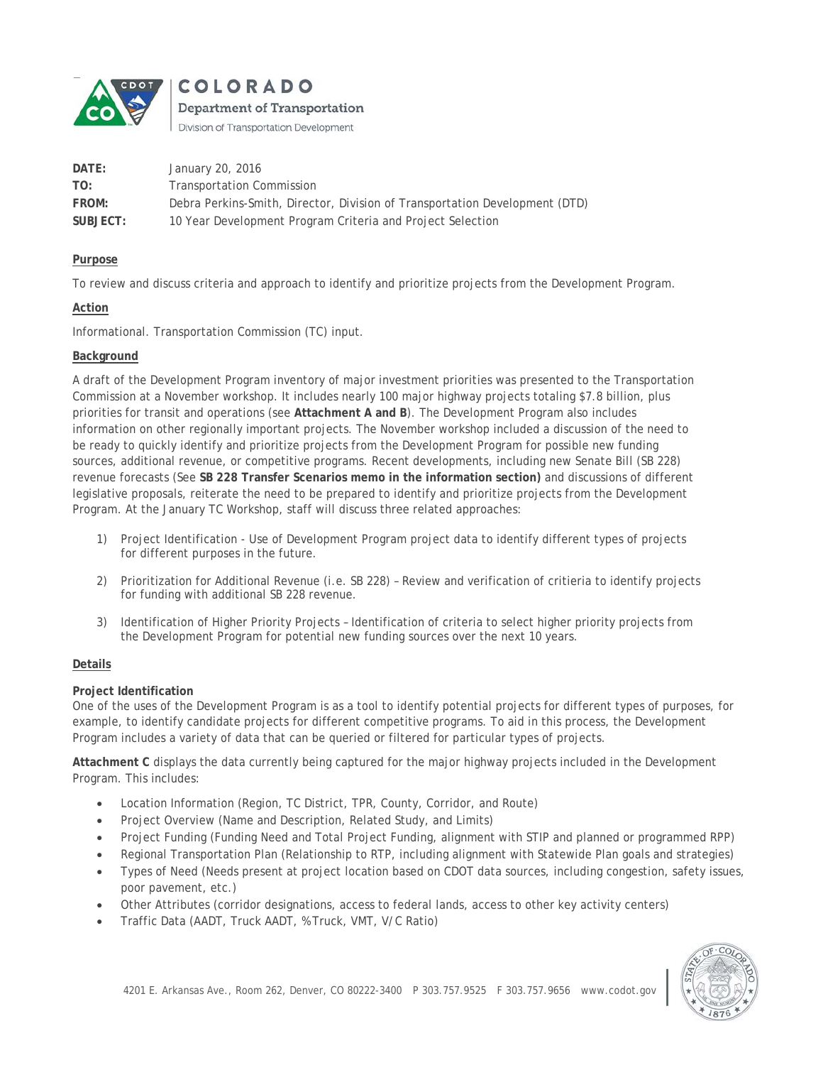COLORADO

Department of Transportation

Division of Transportation Development

| | |
|---|---|
| **DATE:** | January 20, 2016 |
| **TO:** | Transportation Commission |
| **FROM:** | Debra Perkins-Smith, Director, Division of Transportation Development (DTD) |
| **SUBJECT:** | 10 Year Development Program Criteria and Project Selection |

**Purpose**

To review and discuss criteria and approach to identify and prioritize projects from the Development Program.

**Action**

Informational. Transportation Commission (TC) input.

**Background**

A draft of the Development Program inventory of major investment priorities was presented to the Transportation Commission at a November workshop. It includes nearly 100 major highway projects totaling $7.8 billion, plus priorities for transit and operations (see **Attachment A and B**). The Development Program also includes information on other regionally important projects. The November workshop included a discussion of the need to be ready to quickly identify and prioritize projects from the Development Program for possible new funding sources, additional revenue, or competitive programs. Recent developments, including new Senate Bill (SB 228) revenue forecasts (See **SB 228 Transfer Scenarios memo in the information section)** and discussions of different legislative proposals, reiterate the need to be prepared to identify and prioritize projects from the Development Program. At the January TC Workshop, staff will discuss three related approaches:

1) Project Identification - Use of Development Program project data to identify different types of projects for different purposes in the future.

2) Prioritization for Additional Revenue (i.e. SB 228) – Review and verification of critieria to identify projects for funding with additional SB 228 revenue.

3) Identification of Higher Priority Projects – Identification of criteria to select higher priority projects from the Development Program for potential new funding sources over the next 10 years.

**Details**

**Project Identification**

One of the uses of the Development Program is as a tool to identify potential projects for different types of purposes, for example, to identify candidate projects for different competitive programs. To aid in this process, the Development Program includes a variety of data that can be queried or filtered for particular types of projects.

**Attachment C** displays the data currently being captured for the major highway projects included in the Development Program. This includes:

- Location Information (Region, TC District, TPR, County, Corridor, and Route)
- Project Overview (Name and Description, Related Study, and Limits)
- Project Funding (Funding Need and Total Project Funding, alignment with STIP and planned or programmed RPP)
- Regional Transportation Plan (Relationship to RTP, including alignment with Statewide Plan goals and strategies)
- Types of Need (Needs present at project location based on CDOT data sources, including congestion, safety issues, poor pavement, etc.)
- Other Attributes (corridor designations, access to federal lands, access to other key activity centers)
- Traffic Data (AADT, Truck AADT, %Truck, VMT, V/C Ratio)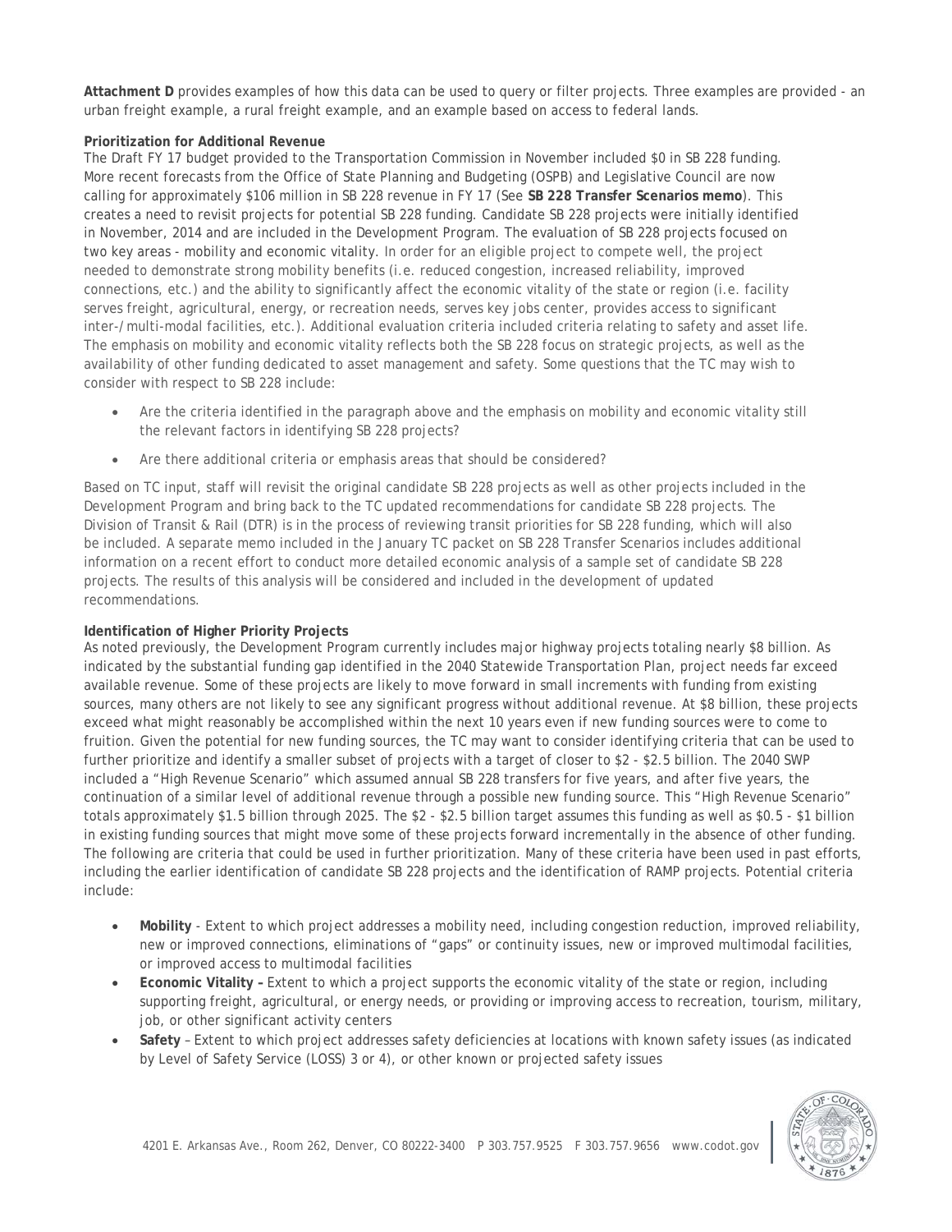**Attachment D** provides examples of how this data can be used to query or filter projects. Three examples are provided - an urban freight example, a rural freight example, and an example based on access to federal lands.

**Prioritization for Additional Revenue**

The Draft FY 17 budget provided to the Transportation Commission in November included $0 in SB 228 funding. More recent forecasts from the Office of State Planning and Budgeting (OSPB) and Legislative Council are now calling for approximately $106 million in SB 228 revenue in FY 17 (See **SB 228 Transfer Scenarios memo**). This creates a need to revisit projects for potential SB 228 funding. Candidate SB 228 projects were initially identified in November, 2014 and are included in the Development Program. The evaluation of SB 228 projects focused on two key areas - mobility and economic vitality. In order for an eligible project to compete well, the project needed to demonstrate strong mobility benefits (i.e. reduced congestion, increased reliability, improved connections, etc.) and the ability to significantly affect the economic vitality of the state or region (i.e. facility serves freight, agricultural, energy, or recreation needs, serves key jobs center, provides access to significant inter-/multi-modal facilities, etc.). Additional evaluation criteria included criteria relating to safety and asset life. The emphasis on mobility and economic vitality reflects both the SB 228 focus on strategic projects, as well as the availability of other funding dedicated to asset management and safety. Some questions that the TC may wish to consider with respect to SB 228 include:

- Are the criteria identified in the paragraph above and the emphasis on mobility and economic vitality still the relevant factors in identifying SB 228 projects?
- Are there additional criteria or emphasis areas that should be considered?

Based on TC input, staff will revisit the original candidate SB 228 projects as well as other projects included in the Development Program and bring back to the TC updated recommendations for candidate SB 228 projects. The Division of Transit & Rail (DTR) is in the process of reviewing transit priorities for SB 228 funding, which will also be included. A separate memo included in the January TC packet on SB 228 Transfer Scenarios includes additional information on a recent effort to conduct more detailed economic analysis of a sample set of candidate SB 228 projects. The results of this analysis will be considered and included in the development of updated recommendations.

**Identification of Higher Priority Projects**

As noted previously, the Development Program currently includes major highway projects totaling nearly $8 billion. As indicated by the substantial funding gap identified in the 2040 Statewide Transportation Plan, project needs far exceed available revenue. Some of these projects are likely to move forward in small increments with funding from existing sources, many others are not likely to see any significant progress without additional revenue. At $8 billion, these projects exceed what might reasonably be accomplished within the next 10 years even if new funding sources were to come to fruition. Given the potential for new funding sources, the TC may want to consider identifying criteria that can be used to further prioritize and identify a smaller subset of projects with a target of closer to $2 - $2.5 billion. The 2040 SWP included a "High Revenue Scenario" which assumed annual SB 228 transfers for five years, and after five years, the continuation of a similar level of additional revenue through a possible new funding source. This "High Revenue Scenario" totals approximately $1.5 billion through 2025. The $2 - $2.5 billion target assumes this funding as well as $0.5 - $1 billion in existing funding sources that might move some of these projects forward incrementally in the absence of other funding. The following are criteria that could be used in further prioritization. Many of these criteria have been used in past efforts, including the earlier identification of candidate SB 228 projects and the identification of RAMP projects. Potential criteria include:

- **Mobility** - Extent to which project addresses a mobility need, including congestion reduction, improved reliability, new or improved connections, eliminations of "gaps" or continuity issues, new or improved multimodal facilities, or improved access to multimodal facilities
- **Economic Vitality –** Extent to which a project supports the economic vitality of the state or region, including supporting freight, agricultural, or energy needs, or providing or improving access to recreation, tourism, military, job, or other significant activity centers
- **Safety** – Extent to which project addresses safety deficiencies at locations with known safety issues (as indicated by Level of Safety Service (LOSS) 3 or 4), or other known or projected safety issues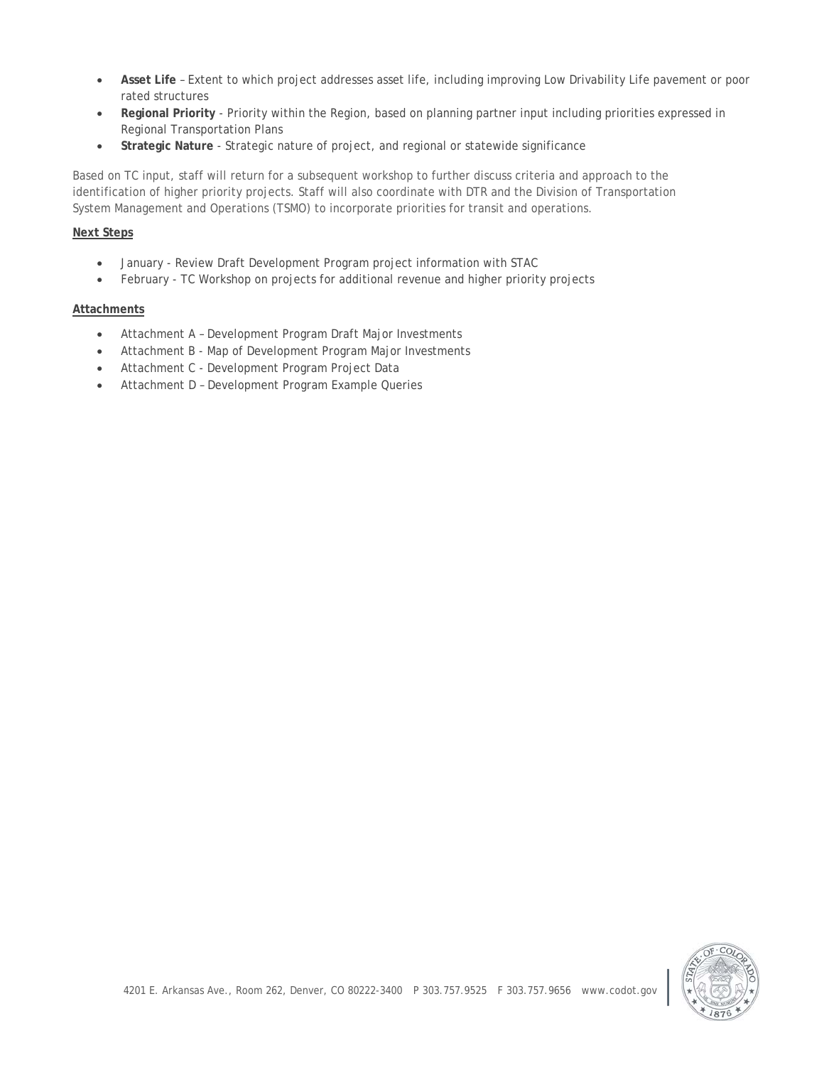- **Asset Life** – Extent to which project addresses asset life, including improving Low Drivability Life pavement or poor rated structures
- **Regional Priority** - Priority within the Region, based on planning partner input including priorities expressed in Regional Transportation Plans
- **Strategic Nature** - Strategic nature of project, and regional or statewide significance

Based on TC input, staff will return for a subsequent workshop to further discuss criteria and approach to the identification of higher priority projects. Staff will also coordinate with DTR and the Division of Transportation System Management and Operations (TSMO) to incorporate priorities for transit and operations.

**Next Steps**

- January - Review Draft Development Program project information with STAC
- February - TC Workshop on projects for additional revenue and higher priority projects

**Attachments**

- Attachment A – Development Program Draft Major Investments
- Attachment B - Map of Development Program Major Investments
- Attachment C - Development Program Project Data
- Attachment D – Development Program Example Queries